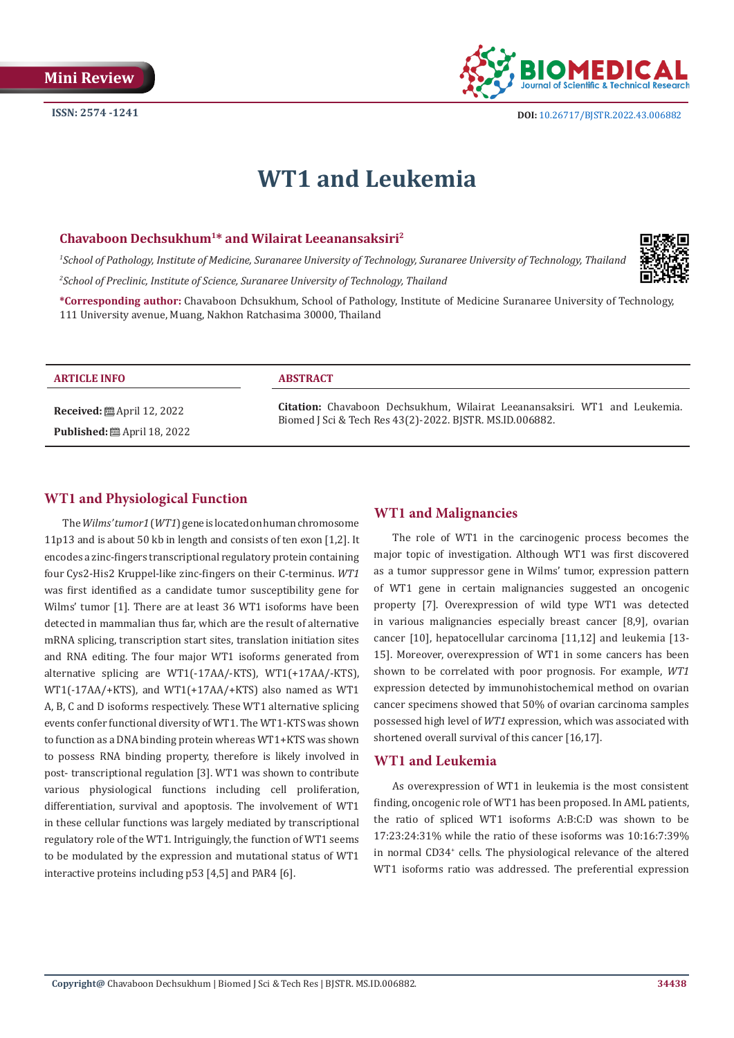Mini Review

ISSN: 2574 -1241

DOI: 10.26717/BJSTR.2022.43.006882

# WT1 and Leukemia

**Chavaboon Dechsukhum[1]* and Wilairat Leeanansaksiri[2]**

[1]*School of Pathology, Institute of Medicine, Suranaree University of Technology, Suranaree University of Technology, Thailand*

[2]*School of Preclinic, Institute of Science, Suranaree University of Technology, Thailand*

***Corresponding author:** Chavaboon Dchsukhum, School of Pathology, Institute of Medicine Suranaree University of Technology, 111 University avenue, Muang, Nakhon Ratchasima 30000, Thailand

**ARTICLE INFO**

**Received:** April 12, 2022

**Published:** April 18, 2022

**ABSTRACT**

**Citation:** Chavaboon Dechsukhum, Wilairat Leeanansaksiri. WT1 and Leukemia. Biomed J Sci & Tech Res 43(2)-2022. BJSTR. MS.ID.006882.

## WT1 and Physiological Function

The *Wilms' tumor1* (*WT1*) gene is located on human chromosome 11p13 and is about 50 kb in length and consists of ten exon [1,2]. It encodes a zinc-fingers transcriptional regulatory protein containing four Cys2-His2 Kruppel-like zinc-fingers on their C-terminus. *WT1* was first identified as a candidate tumor susceptibility gene for Wilms' tumor [1]. There are at least 36 WT1 isoforms have been detected in mammalian thus far, which are the result of alternative mRNA splicing, transcription start sites, translation initiation sites and RNA editing. The four major WT1 isoforms generated from alternative splicing are WT1(-17AA/-KTS), WT1(+17AA/-KTS), WT1(-17AA/+KTS), and WT1(+17AA/+KTS) also named as WT1 A, B, C and D isoforms respectively. These WT1 alternative splicing events confer functional diversity of WT1. The WT1-KTS was shown to function as a DNA binding protein whereas WT1+KTS was shown to possess RNA binding property, therefore is likely involved in post- transcriptional regulation [3]. WT1 was shown to contribute various physiological functions including cell proliferation, differentiation, survival and apoptosis. The involvement of WT1 in these cellular functions was largely mediated by transcriptional regulatory role of the WT1. Intriguingly, the function of WT1 seems to be modulated by the expression and mutational status of WT1 interactive proteins including p53 [4,5] and PAR4 [6].

## WT1 and Malignancies

The role of WT1 in the carcinogenic process becomes the major topic of investigation. Although WT1 was first discovered as a tumor suppressor gene in Wilms' tumor, expression pattern of WT1 gene in certain malignancies suggested an oncogenic property [7]. Overexpression of wild type WT1 was detected in various malignancies especially breast cancer [8,9], ovarian cancer [10], hepatocellular carcinoma [11,12] and leukemia [13-15]. Moreover, overexpression of WT1 in some cancers has been shown to be correlated with poor prognosis. For example, *WT1* expression detected by immunohistochemical method on ovarian cancer specimens showed that 50% of ovarian carcinoma samples possessed high level of *WT1* expression, which was associated with shortened overall survival of this cancer [16,17].

## WT1 and Leukemia

As overexpression of WT1 in leukemia is the most consistent finding, oncogenic role of WT1 has been proposed. In AML patients, the ratio of spliced WT1 isoforms A:B:C:D was shown to be 17:23:24:31% while the ratio of these isoforms was 10:16:7:39% in normal $CD34^{+}$ cells. The physiological relevance of the altered WT1 isoforms ratio was addressed. The preferential expression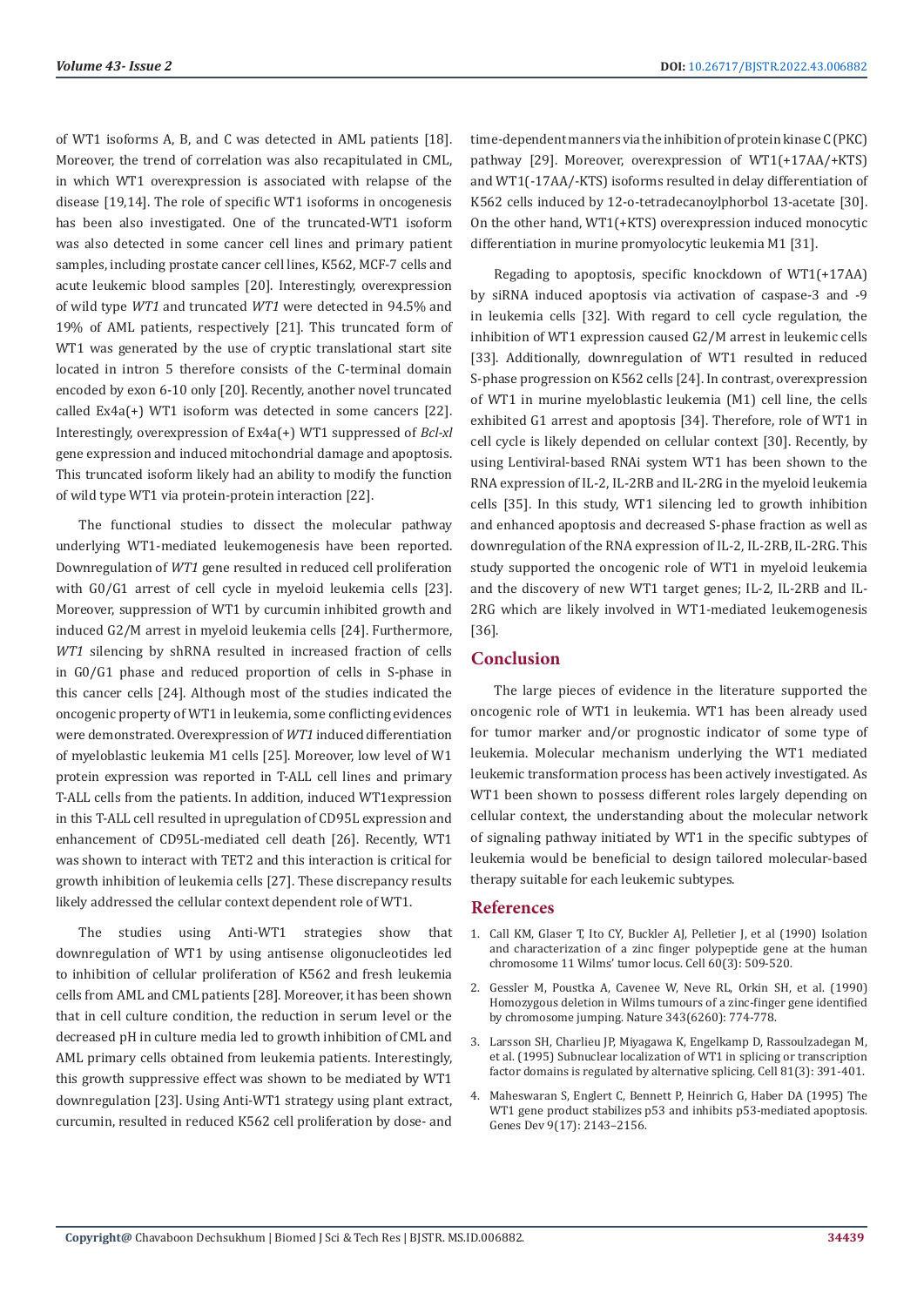of WT1 isoforms A, B, and C was detected in AML patients [18]. Moreover, the trend of correlation was also recapitulated in CML, in which WT1 overexpression is associated with relapse of the disease [19,14]. The role of specific WT1 isoforms in oncogenesis has been also investigated. One of the truncated-WT1 isoform was also detected in some cancer cell lines and primary patient samples, including prostate cancer cell lines, K562, MCF-7 cells and acute leukemic blood samples [20]. Interestingly, overexpression of wild type *WT1* and truncated *WT1* were detected in 94.5% and 19% of AML patients, respectively [21]. This truncated form of WT1 was generated by the use of cryptic translational start site located in intron 5 therefore consists of the C-terminal domain encoded by exon 6-10 only [20]. Recently, another novel truncated called Ex4a(+) WT1 isoform was detected in some cancers [22]. Interestingly, overexpression of Ex4a(+) WT1 suppressed of *Bcl-xl* gene expression and induced mitochondrial damage and apoptosis. This truncated isoform likely had an ability to modify the function of wild type WT1 via protein-protein interaction [22].

The functional studies to dissect the molecular pathway underlying WT1-mediated leukemogenesis have been reported. Downregulation of *WT1* gene resulted in reduced cell proliferation with G0/G1 arrest of cell cycle in myeloid leukemia cells [23]. Moreover, suppression of WT1 by curcumin inhibited growth and induced G2/M arrest in myeloid leukemia cells [24]. Furthermore, *WT1* silencing by shRNA resulted in increased fraction of cells in G0/G1 phase and reduced proportion of cells in S-phase in this cancer cells [24]. Although most of the studies indicated the oncogenic property of WT1 in leukemia, some conflicting evidences were demonstrated. Overexpression of *WT1* induced differentiation of myeloblastic leukemia M1 cells [25]. Moreover, low level of W1 protein expression was reported in T-ALL cell lines and primary T-ALL cells from the patients. In addition, induced WT1expression in this T-ALL cell resulted in upregulation of CD95L expression and enhancement of CD95L-mediated cell death [26]. Recently, WT1 was shown to interact with TET2 and this interaction is critical for growth inhibition of leukemia cells [27]. These discrepancy results likely addressed the cellular context dependent role of WT1.

The studies using Anti-WT1 strategies show that downregulation of WT1 by using antisense oligonucleotides led to inhibition of cellular proliferation of K562 and fresh leukemia cells from AML and CML patients [28]. Moreover, it has been shown that in cell culture condition, the reduction in serum level or the decreased pH in culture media led to growth inhibition of CML and AML primary cells obtained from leukemia patients. Interestingly, this growth suppressive effect was shown to be mediated by WT1 downregulation [23]. Using Anti-WT1 strategy using plant extract, curcumin, resulted in reduced K562 cell proliferation by dose- and time-dependent manners via the inhibition of protein kinase C (PKC) pathway [29]. Moreover, overexpression of WT1(+17AA/+KTS) and WT1(-17AA/-KTS) isoforms resulted in delay differentiation of K562 cells induced by 12-o-tetradecanoylphorbol 13-acetate [30]. On the other hand, WT1(+KTS) overexpression induced monocytic differentiation in murine promyolocytic leukemia M1 [31].

Regading to apoptosis, specific knockdown of WT1(+17AA) by siRNA induced apoptosis via activation of caspase-3 and -9 in leukemia cells [32]. With regard to cell cycle regulation, the inhibition of WT1 expression caused G2/M arrest in leukemic cells [33]. Additionally, downregulation of WT1 resulted in reduced S-phase progression on K562 cells [24]. In contrast, overexpression of WT1 in murine myeloblastic leukemia (M1) cell line, the cells exhibited G1 arrest and apoptosis [34]. Therefore, role of WT1 in cell cycle is likely depended on cellular context [30]. Recently, by using Lentiviral-based RNAi system WT1 has been shown to the RNA expression of IL-2, IL-2RB and IL-2RG in the myeloid leukemia cells [35]. In this study, WT1 silencing led to growth inhibition and enhanced apoptosis and decreased S-phase fraction as well as downregulation of the RNA expression of IL-2, IL-2RB, IL-2RG. This study supported the oncogenic role of WT1 in myeloid leukemia and the discovery of new WT1 target genes; IL-2, IL-2RB and IL-2RG which are likely involved in WT1-mediated leukemogenesis [36].

## Conclusion

The large pieces of evidence in the literature supported the oncogenic role of WT1 in leukemia. WT1 has been already used for tumor marker and/or prognostic indicator of some type of leukemia. Molecular mechanism underlying the WT1 mediated leukemic transformation process has been actively investigated. As WT1 been shown to possess different roles largely depending on cellular context, the understanding about the molecular network of signaling pathway initiated by WT1 in the specific subtypes of leukemia would be beneficial to design tailored molecular-based therapy suitable for each leukemic subtypes.

## References

1. Call KM, Glaser T, Ito CY, Buckler AJ, Pelletier J, et al (1990) Isolation and characterization of a zinc finger polypeptide gene at the human chromosome 11 Wilms' tumor locus. Cell 60(3): 509-520.
2. Gessler M, Poustka A, Cavenee W, Neve RL, Orkin SH, et al. (1990) Homozygous deletion in Wilms tumours of a zinc-finger gene identified by chromosome jumping. Nature 343(6260): 774-778.
3. Larsson SH, Charlieu JP, Miyagawa K, Engelkamp D, Rassoulzadegan M, et al. (1995) Subnuclear localization of WT1 in splicing or transcription factor domains is regulated by alternative splicing. Cell 81(3): 391-401.
4. Maheswaran S, Englert C, Bennett P, Heinrich G, Haber DA (1995) The WT1 gene product stabilizes p53 and inhibits p53-mediated apoptosis. Genes Dev 9(17): 2143–2156.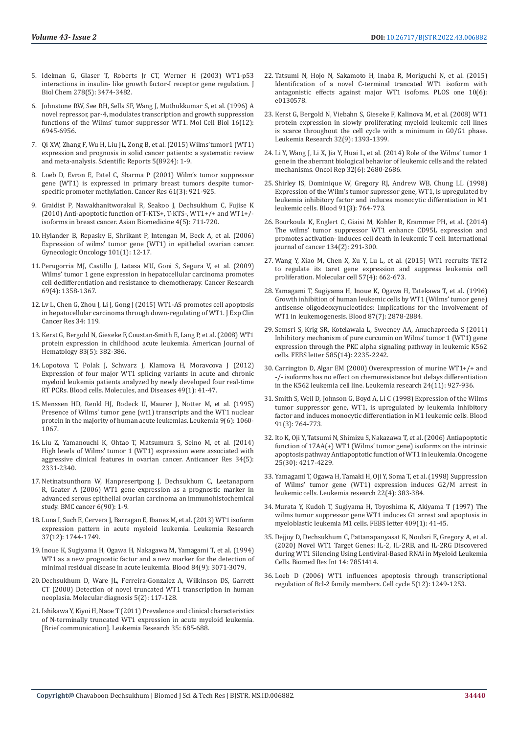5. Idelman G, Glaser T, Roberts Jr CT, Werner H (2003) WT1-p53 interactions in insulin- like growth factor-I receptor gene regulation. J Biol Chem 278(5): 3474-3482.

6. Johnstone RW, See RH, Sells SF, Wang J, Muthukkumar S, et al. (1996) A novel repressor, par-4, modulates transcription and growth suppression functions of the Wilms' tumor suppressor WT1. Mol Cell Biol 16(12): 6945-6956.

7. Qi XW, Zhang F, Wu H, Liu JL, Zong B, et al. (2015) Wilms'tumor1 (WT1) expression and prognosis in solid cancer patients: a systematic review and meta-analysis. Scientific Reports 5(8924): 1-9.

8. Loeb D, Evron E, Patel C, Sharma P (2001) Wilm's tumor suppressor gene (WT1) is expressed in primary breast tumors despite tumor-specific promoter methylation. Cancer Res 61(3): 921-925.

9. Graidist P, Nawakhanitworakul R, Seakoo J, Dechsukhum C, Fujise K (2010) Anti-apoptotic function of T-KTS+, T-KTS-, WT1+/+ and WT1+/- isoforms in breast cancer. Asian Biomedicine 4(5): 711-720.

10. Hylander B, Repasky E, Shrikant P, Intengan M, Beck A, et al. (2006) Expression of wilms' tumor gene (WT1) in epithelial ovarian cancer. Gynecologic Oncology 101(1): 12-17.

11. Perugorria MJ, Castillo J, Latasa MU, Goni S, Segura V, et al. (2009) Wilms' tumor 1 gene expression in hepatocellular carcinoma promotes cell dedifferentiation and resistance to chemotherapy. Cancer Research 69(4): 1358-1367.

12. Lv L, Chen G, Zhou J, Li J, Gong J (2015) WT1-AS promotes cell apoptosis in hepatocellular carcinoma through down-regulating of WT1. J Exp Clin Cancer Res 34: 119.

13. Kerst G, Bergold N, Gieseke F, Coustan-Smith E, Lang P, et al. (2008) WT1 protein expression in childhood acute leukemia. American Journal of Hematology 83(5): 382-386.

14. Lopotova T, Polak J, Schwarz J, Klamova H, Moravcova J (2012) Expression of four major WT1 splicing variants in acute and chronic myeloid leukemia patients analyzed by newly developed four real-time RT PCRs. Blood cells. Molecules, and Diseases 49(1): 41-47.

15. Menssen HD, Renkl HJ, Rodeck U, Maurer J, Notter M, et al. (1995) Presence of Wilms' tumor gene (wt1) transcripts and the WT1 nuclear protein in the majority of human acute leukemias. Leukemia 9(6): 1060-1067.

16. Liu Z, Yamanouchi K, Ohtao T, Matsumura S, Seino M, et al. (2014) High levels of Wilms' tumor 1 (WT1) expression were associated with aggressive clinical features in ovarian cancer. Anticancer Res 34(5): 2331-2340.

17. Netinatsunthorn W, Hanpresertpong J, Dechsukhum C, Leetanaporn R, Geater A (2006) WT1 gene expression as a prognostic marker in advanced serous epithelial ovarian carcinoma an immunohistochemical study. BMC cancer 6(90): 1-9.

18. Luna I, Such E, Cervera J, Barragan E, Ibanez M, et al. (2013) WT1 isoform expression pattern in acute myeloid leukemia. Leukemia Research 37(12): 1744-1749.

19. Inoue K, Sugiyama H, Ogawa H, Nakagawa M, Yamagami T, et al. (1994) WT1 as a new prognostic factor and a new marker for the detection of minimal residual disease in acute leukemia. Blood 84(9): 3071-3079.

20. Dechsukhum D, Ware JL, Ferreira-Gonzalez A, Wilkinson DS, Garrett CT (2000) Detection of novel truncated WT1 transcription in human neoplasia. Molecular diagnosis 5(2): 117-128.

21. Ishikawa Y, Kiyoi H, Naoe T (2011) Prevalence and clinical characteristics of N-terminally truncated WT1 expression in acute myeloid leukemia. [Brief communication]. Leukemia Research 35: 685-688.

22. Tatsumi N, Hojo N, Sakamoto H, Inaba R, Moriguchi N, et al. (2015) Identification of a novel C-terminal truncated WT1 isoform with antagonistic effects against major WT1 isofoms. PLOS one 10(6): e0130578.

23. Kerst G, Bergold N, Viebahn S, Gieseke F, Kalinova M, et al. (2008) WT1 protein expression in slowly proliferating myeloid leukemic cell lines is scarce throughout the cell cycle with a minimum in G0/G1 phase. Leukemia Research 32(9): 1393-1399.

24. Li Y, Wang J, Li X, Jia Y, Huai L, et al. (2014) Role of the Wilms' tumor 1 gene in the aberrant biological behavior of leukemic cells and the related mechanisms. Oncol Rep 32(6): 2680-2686.

25. Shirley IS, Dominique W, Gregory RJ, Andrew WB, Chung LL (1998) Expression of the Wilm's tumor supressor gene, WT1, is upregulated by leukemia inhibitory factor and induces monocytic differntiation in M1 leukemic cells. Blood 91(3): 764-773.

26. Bourkoula K, Englert C, Giaisi M, Kohler R, Krammer PH, et al. (2014) The wilms' tumor suppressor WT1 enhance CD95L expression and promotes activation- induces cell death in leukemic T cell. International journal of cancer 134(2): 291-300.

27. Wang Y, Xiao M, Chen X, Xu Y, Lu L, et al. (2015) WT1 recruits TET2 to regulate its taret gene expression and suppress leukemia cell proliferation. Molecular cell 57(4): 662-673.

28. Yamagami T, Sugiyama H, Inoue K, Ogawa H, Tatekawa T, et al. (1996) Growth inhibition of human leukemic cells by WT1 (Wilms' tumor gene) antisense oligodeoxynucleotides: Implications for the involvement of WT1 in leukemogenesis. Blood 87(7): 2878-2884.

29. Semsri S, Krig SR, Kotelawala L, Sweeney AA, Anuchapreeda S (2011) Inhibitory mechanism of pure curcumin on Wilms' tumor 1 (WT1) gene expression through the PKC alpha signaling pathway in leukemic K562 cells. FEBS letter 585(14): 2235-2242.

30. Carrington D, Algar EM (2000) Overexpression of murine WT1+/+ and -/- isoforms has no effect on chemoresistance but delays differentiation in the K562 leukemia cell line. Leukemia research 24(11): 927-936.

31. Smith S, Weil D, Johnson G, Boyd A, Li C (1998) Expression of the Wilms tumor suppressor gene, WT1, is upregulated by leukemia inhibitory factor and induces monocytic differentiation in M1 leukemic cells. Blood 91(3): 764-773.

32. Ito K, Oji Y, Tatsumi N, Shimizu S, Nakazawa T, et al. (2006) Antiapoptotic function of 17AA(+) WT1 (Wilms' tumor gene) isoforms on the intrinsic apoptosis pathway Antiapoptotic function of WT1 in leukemia. Oncogene 25(30): 4217-4229.

33. Yamagami T, Ogawa H, Tamaki H, Oji Y, Soma T, et al. (1998) Suppression of Wilms' tumor gene (WT1) expression induces G2/M arrest in leukemic cells. Leukemia research 22(4): 383-384.

34. Murata Y, Kudoh T, Sugiyama H, Toyoshima K, Akiyama T (1997) The wilms tumor suppressor gene WT1 induces G1 arrest and apoptosis in myeloblastic leukemia M1 cells. FEBS letter 409(1): 41-45.

35. Dejjuy D, Dechsukhum C, Pattanapanyasat K, Noulsri E, Gregory A, et al. (2020) Novel WT1 Target Genes: IL-2, IL-2RB, and IL-2RG Discovered during WT1 Silencing Using Lentiviral-Based RNAi in Myeloid Leukemia Cells. Biomed Res Int 14: 7851414.

36. Loeb D (2006) WT1 influences apoptosis through transcriptional regulation of Bcl-2 family members. Cell cycle 5(12): 1249-1253.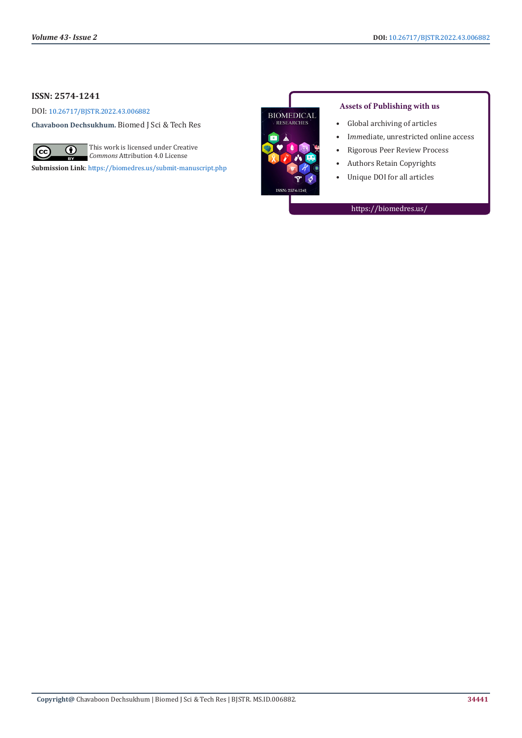**ISSN: 2574-1241**

DOI: 10.26717/BJSTR.2022.43.006882

**Chavaboon Dechsukhum.** Biomed J Sci & Tech Res

This work is licensed under Creative *Commons* Attribution 4.0 License

**Submission Link**: https://biomedres.us/submit-manuscript.php

**Assets of Publishing with us**

- Global archiving of articles
- Immediate, unrestricted online access
- Rigorous Peer Review Process
- Authors Retain Copyrights
- Unique DOI for all articles

https://biomedres.us/